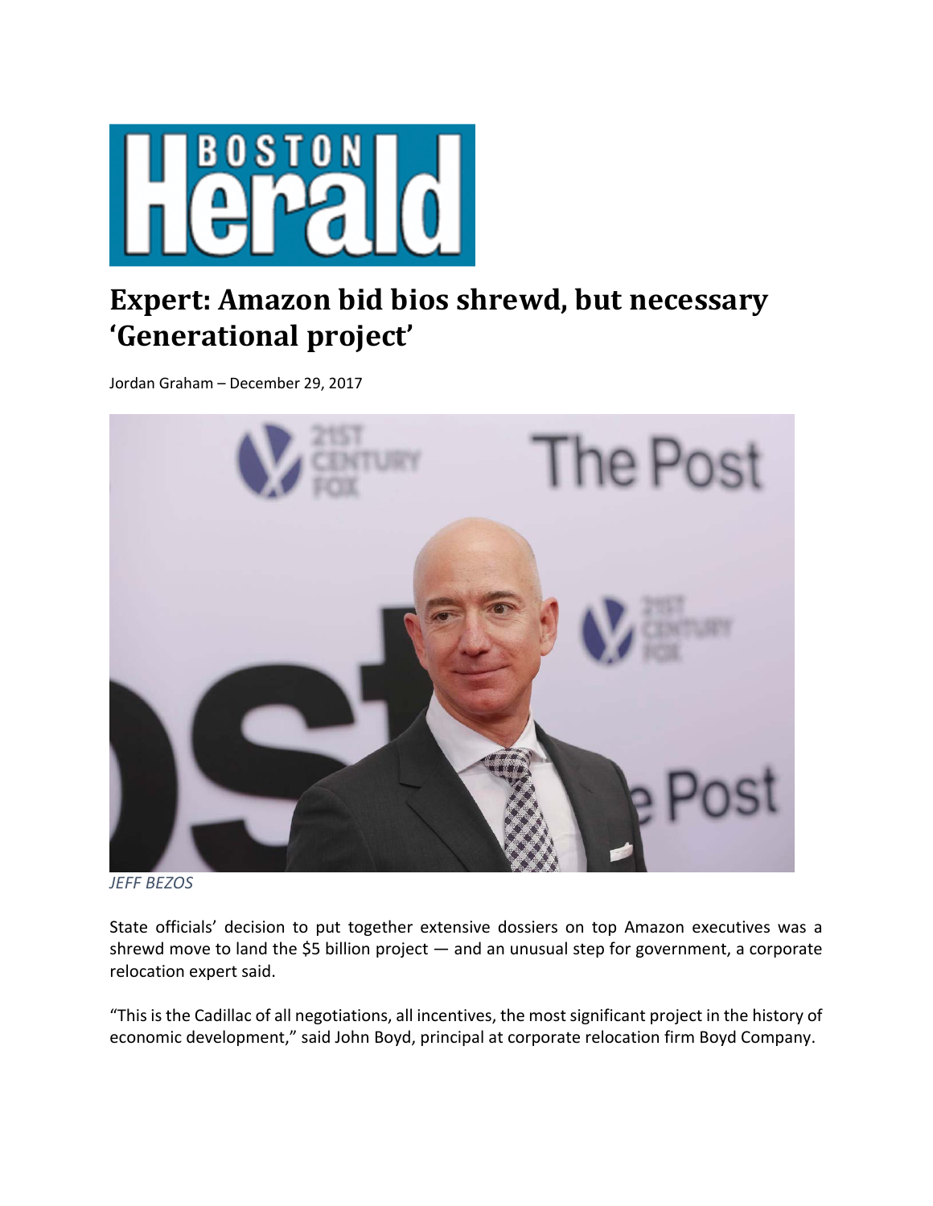Boston Herald

# Expert: Amazon bid bios shrewd, but necessary 'Generational project'

Jordan Graham – December 29, 2017

*JEFF BEZOS*

State officials' decision to put together extensive dossiers on top Amazon executives was a shrewd move to land the $5 billion project — and an unusual step for government, a corporate relocation expert said.

"This is the Cadillac of all negotiations, all incentives, the most significant project in the history of economic development," said John Boyd, principal at corporate relocation firm Boyd Company.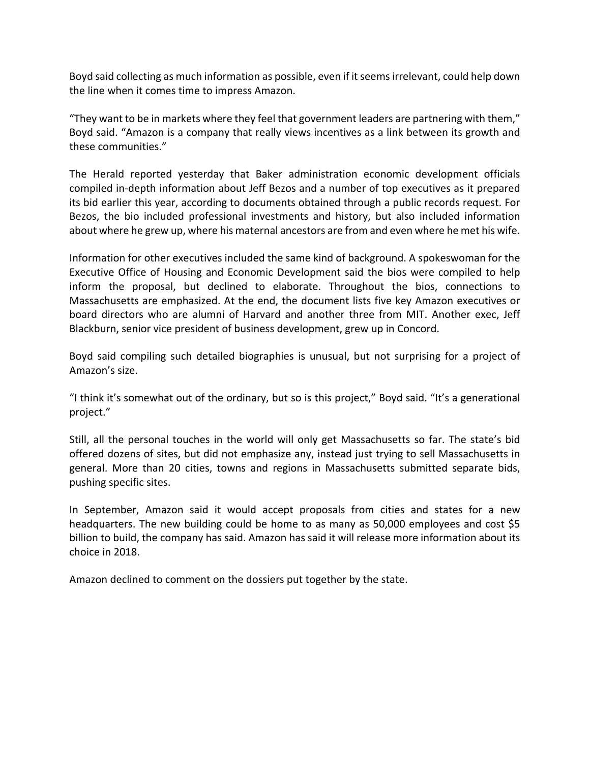Boyd said collecting as much information as possible, even if it seems irrelevant, could help down the line when it comes time to impress Amazon.

"They want to be in markets where they feel that government leaders are partnering with them," Boyd said. "Amazon is a company that really views incentives as a link between its growth and these communities."

The Herald reported yesterday that Baker administration economic development officials compiled in-depth information about Jeff Bezos and a number of top executives as it prepared its bid earlier this year, according to documents obtained through a public records request. For Bezos, the bio included professional investments and history, but also included information about where he grew up, where his maternal ancestors are from and even where he met his wife.

Information for other executives included the same kind of background. A spokeswoman for the Executive Office of Housing and Economic Development said the bios were compiled to help inform the proposal, but declined to elaborate. Throughout the bios, connections to Massachusetts are emphasized. At the end, the document lists five key Amazon executives or board directors who are alumni of Harvard and another three from MIT. Another exec, Jeff Blackburn, senior vice president of business development, grew up in Concord.

Boyd said compiling such detailed biographies is unusual, but not surprising for a project of Amazon's size.

"I think it's somewhat out of the ordinary, but so is this project," Boyd said. "It's a generational project."

Still, all the personal touches in the world will only get Massachusetts so far. The state's bid offered dozens of sites, but did not emphasize any, instead just trying to sell Massachusetts in general. More than 20 cities, towns and regions in Massachusetts submitted separate bids, pushing specific sites.

In September, Amazon said it would accept proposals from cities and states for a new headquarters. The new building could be home to as many as 50,000 employees and cost $5 billion to build, the company has said. Amazon has said it will release more information about its choice in 2018.

Amazon declined to comment on the dossiers put together by the state.